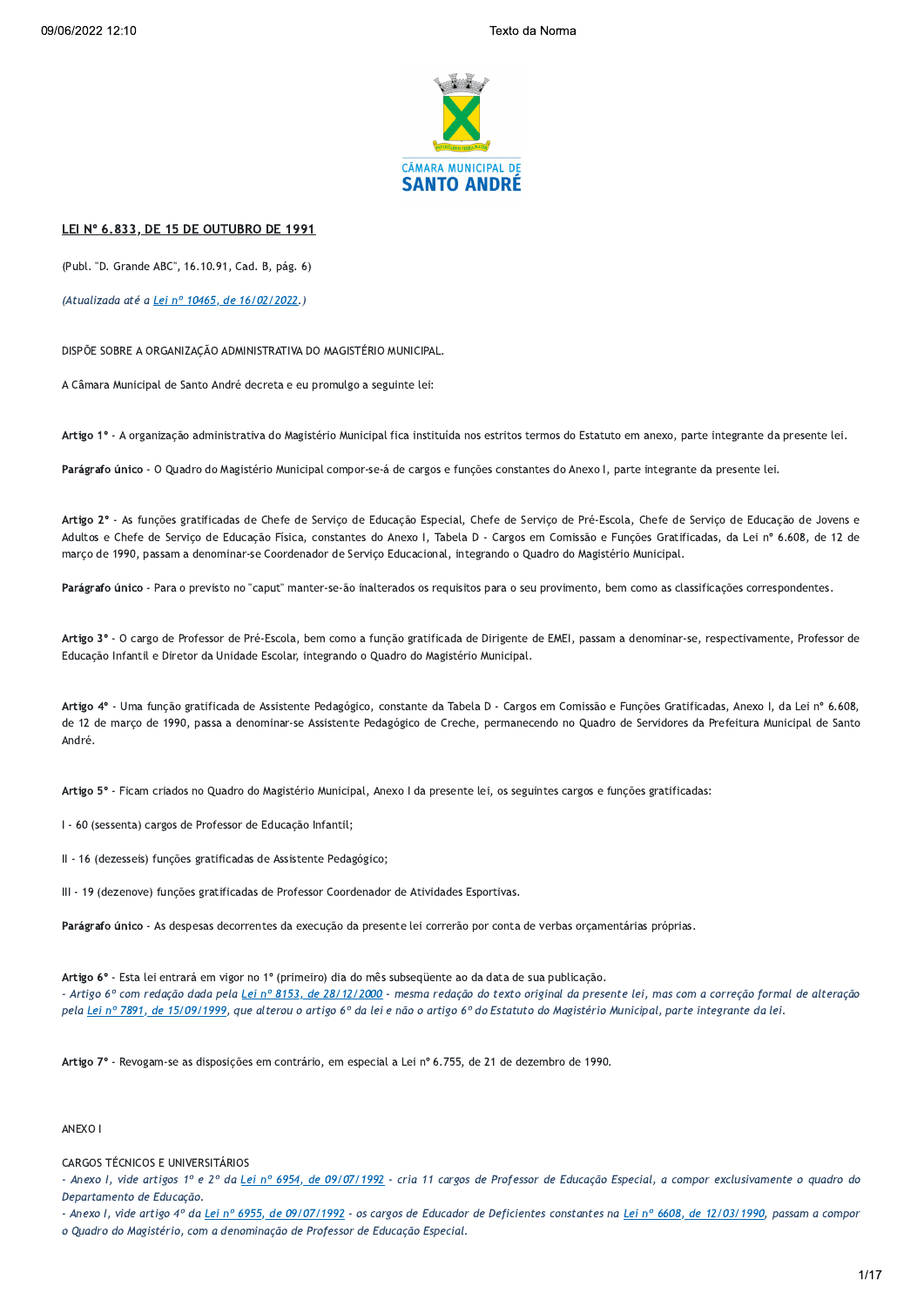CÂMARA MUNICIPAL DE SANTO ANDRÉ

# LEI Nº 6.833, DE 15 DE OUTUBRO DE 1991

(Publ. "D. Grande ABC", 16.10.91, Cad. B, pág. 6)

*(Atualizada até a Lei nº 10465, de 16/02/2022.)*

DISPÕE SOBRE A ORGANIZAÇÃO ADMINISTRATIVA DO MAGISTÉRIO MUNICIPAL.

A Câmara Municipal de Santo André decreta e eu promulgo a seguinte lei:

**Artigo 1º** - A organização administrativa do Magistério Municipal fica instituída nos estritos termos do Estatuto em anexo, parte integrante da presente lei.

**Parágrafo único** - O Quadro do Magistério Municipal compor-se-á de cargos e funções constantes do Anexo I, parte integrante da presente lei.

**Artigo 2º** - As funções gratificadas de Chefe de Serviço de Educação Especial, Chefe de Serviço de Pré-Escola, Chefe de Serviço de Educação de Jovens e Adultos e Chefe de Serviço de Educação Física, constantes do Anexo I, Tabela D - Cargos em Comissão e Funções Gratificadas, da Lei nº 6.608, de 12 de março de 1990, passam a denominar-se Coordenador de Serviço Educacional, integrando o Quadro do Magistério Municipal.

**Parágrafo único** - Para o previsto no "caput" manter-se-ão inalterados os requisitos para o seu provimento, bem como as classificações correspondentes.

**Artigo 3º** - O cargo de Professor de Pré-Escola, bem como a função gratificada de Dirigente de EMEI, passam a denominar-se, respectivamente, Professor de Educação Infantil e Diretor da Unidade Escolar, integrando o Quadro do Magistério Municipal.

**Artigo 4º** - Uma função gratificada de Assistente Pedagógico, constante da Tabela D - Cargos em Comissão e Funções Gratificadas, Anexo I, da Lei nº 6.608, de 12 de março de 1990, passa a denominar-se Assistente Pedagógico de Creche, permanecendo no Quadro de Servidores da Prefeitura Municipal de Santo André.

**Artigo 5º** - Ficam criados no Quadro do Magistério Municipal, Anexo I da presente lei, os seguintes cargos e funções gratificadas:

I - 60 (sessenta) cargos de Professor de Educação Infantil;

II - 16 (dezesseis) funções gratificadas de Assistente Pedagógico;

III - 19 (dezenove) funções gratificadas de Professor Coordenador de Atividades Esportivas.

**Parágrafo único** - As despesas decorrentes da execução da presente lei correrão por conta de verbas orçamentárias próprias.

**Artigo 6º** - Esta lei entrará em vigor no 1º (primeiro) dia do mês subseqüente ao da data de sua publicação.
*- Artigo 6º com redação dada pela Lei nº 8153, de 28/12/2000 - mesma redação do texto original da presente lei, mas com a correção formal de alteração pela Lei nº 7891, de 15/09/1999, que alterou o artigo 6º da lei e não o artigo 6º do Estatuto do Magistério Municipal, parte integrante da lei.*

**Artigo 7º** - Revogam-se as disposições em contrário, em especial a Lei nº 6.755, de 21 de dezembro de 1990.

ANEXO I

CARGOS TÉCNICOS E UNIVERSITÁRIOS
*- Anexo I, vide artigos 1º e 2º da Lei nº 6954, de 09/07/1992 - cria 11 cargos de Professor de Educação Especial, a compor exclusivamente o quadro do Departamento de Educação.*
*- Anexo I, vide artigo 4º da Lei nº 6955, de 09/07/1992 - os cargos de Educador de Deficientes constantes na Lei nº 6608, de 12/03/1990, passam a compor o Quadro do Magistério, com a denominação de Professor de Educação Especial.*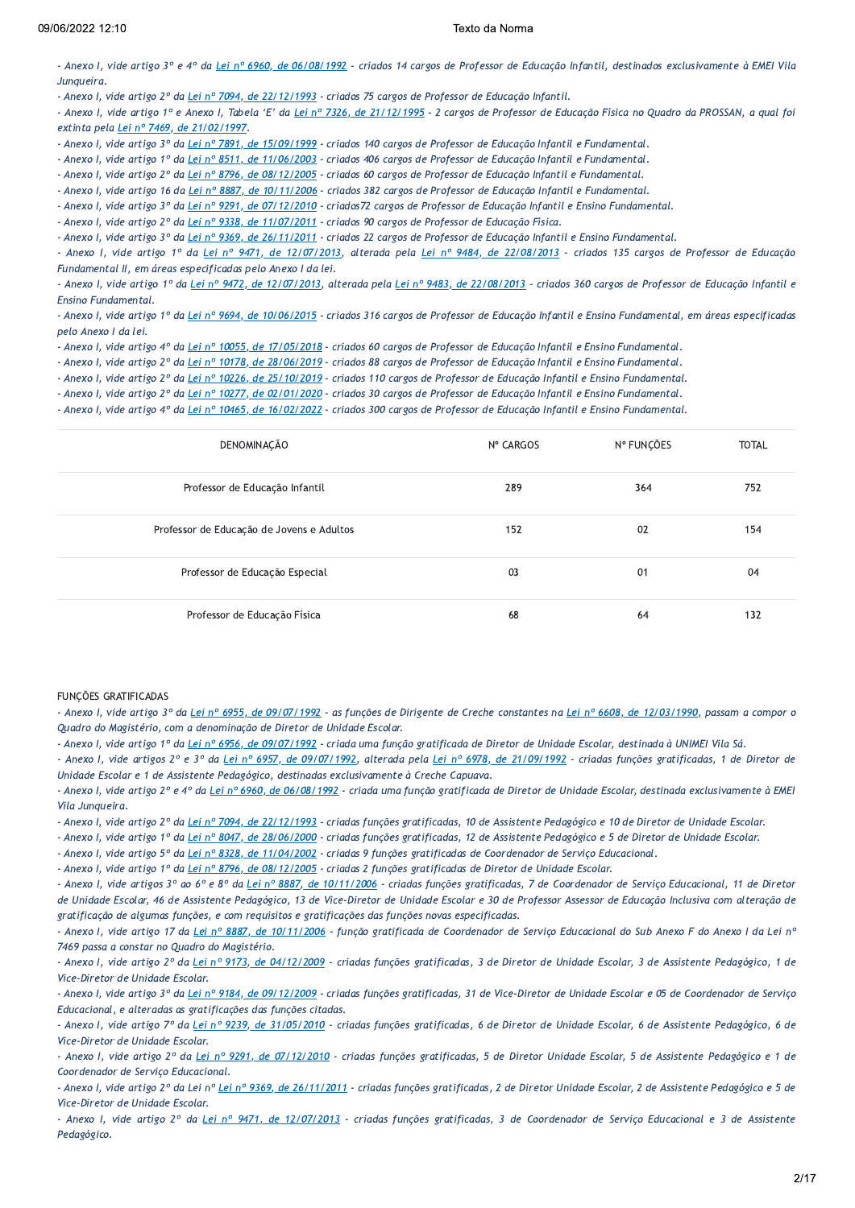*- Anexo I, vide artigo 3º e 4º da Lei nº 6960, de 06/08/1992 - criados 14 cargos de Professor de Educação Infantil, destinados exclusivamente à EMEI Vila Junqueira.*

*- Anexo I, vide artigo 2º da Lei nº 7094, de 22/12/1993 - criados 75 cargos de Professor de Educação Infantil.*

*- Anexo I, vide artigo 1º e Anexo I, Tabela 'E' da Lei nº 7326, de 21/12/1995 - 2 cargos de Professor de Educação Física no Quadro da PROSSAN, a qual foi extinta pela Lei nº 7469, de 21/02/1997.*

*- Anexo I, vide artigo 3º da Lei nº 7891, de 15/09/1999 - criados 140 cargos de Professor de Educação Infantil e Fundamental.*

*- Anexo I, vide artigo 1º da Lei nº 8511, de 11/06/2003 - criados 406 cargos de Professor de Educação Infantil e Fundamental.*

*- Anexo I, vide artigo 2º da Lei nº 8796, de 08/12/2005 - criados 60 cargos de Professor de Educação Infantil e Fundamental.*

*- Anexo I, vide artigo 16 da Lei nº 8887, de 10/11/2006 - criados 382 cargos de Professor de Educação Infantil e Fundamental.*

*- Anexo I, vide artigo 3º da Lei nº 9291, de 07/12/2010 - criados72 cargos de Professor de Educação Infantil e Ensino Fundamental.*

*- Anexo I, vide artigo 2º da Lei nº 9338, de 11/07/2011 - criados 90 cargos de Professor de Educação Física.*

*- Anexo I, vide artigo 3º da Lei nº 9369, de 26/11/2011 - criados 22 cargos de Professor de Educação Infantil e Ensino Fundamental.*

*- Anexo I, vide artigo 1º da Lei nº 9471, de 12/07/2013, alterada pela Lei nº 9484, de 22/08/2013 - criados 135 cargos de Professor de Educação Fundamental II, em áreas especificadas pelo Anexo I da lei.*

*- Anexo I, vide artigo 1º da Lei nº 9472, de 12/07/2013, alterada pela Lei nº 9483, de 22/08/2013 - criados 360 cargos de Professor de Educação Infantil e Ensino Fundamental.*

*- Anexo I, vide artigo 1º da Lei nº 9694, de 10/06/2015 - criados 316 cargos de Professor de Educação Infantil e Ensino Fundamental, em áreas especificadas pelo Anexo I da lei.*

*- Anexo I, vide artigo 4º da Lei nº 10055, de 17/05/2018 - criados 60 cargos de Professor de Educação Infantil e Ensino Fundamental.*

*- Anexo I, vide artigo 2º da Lei nº 10178, de 28/06/2019 - criados 88 cargos de Professor de Educação Infantil e Ensino Fundamental.*

*- Anexo I, vide artigo 2º da Lei nº 10226, de 25/10/2019 - criados 110 cargos de Professor de Educação Infantil e Ensino Fundamental.*

*- Anexo I, vide artigo 2º da Lei nº 10277, de 02/01/2020 - criados 30 cargos de Professor de Educação Infantil e Ensino Fundamental.*

*- Anexo I, vide artigo 4º da Lei nº 10465, de 16/02/2022 - criados 300 cargos de Professor de Educação Infantil e Ensino Fundamental.*

| DENOMINAÇÃO | Nº CARGOS | Nº FUNÇÕES | TOTAL |
|---|---|---|---|
| Professor de Educação Infantil | 289 | 364 | 752 |
| Professor de Educação de Jovens e Adultos | 152 | 02 | 154 |
| Professor de Educação Especial | 03 | 01 | 04 |
| Professor de Educação Física | 68 | 64 | 132 |

FUNÇÕES GRATIFICADAS

*- Anexo I, vide artigo 3º da Lei nº 6955, de 09/07/1992 - as funções de Dirigente de Creche constantes na Lei nº 6608, de 12/03/1990, passam a compor o Quadro do Magistério, com a denominação de Diretor de Unidade Escolar.*

*- Anexo I, vide artigo 1º da Lei nº 6956, de 09/07/1992 - criada uma função gratificada de Diretor de Unidade Escolar, destinada à UNIMEI Vila Sá.*

*- Anexo I, vide artigos 2º e 3º da Lei nº 6957, de 09/07/1992, alterada pela Lei nº 6978, de 21/09/1992 - criadas funções gratificadas, 1 de Diretor de Unidade Escolar e 1 de Assistente Pedagógico, destinadas exclusivamente à Creche Capuava.*

*- Anexo I, vide artigo 2º e 4º da Lei nº 6960, de 06/08/1992 - criada uma função gratificada de Diretor de Unidade Escolar, destinada exclusivamente à EMEI Vila Junqueira.*

*- Anexo I, vide artigo 2º da Lei nº 7094, de 22/12/1993 - criadas funções gratificadas, 10 de Assistente Pedagógico e 10 de Diretor de Unidade Escolar.*

*- Anexo I, vide artigo 1º da Lei nº 8047, de 28/06/2000 - criadas funções gratificadas, 12 de Assistente Pedagógico e 5 de Diretor de Unidade Escolar.*

*- Anexo I, vide artigo 5º da Lei nº 8328, de 11/04/2002 - criadas 9 funções gratificadas de Coordenador de Serviço Educacional.*

*- Anexo I, vide artigo 1º da Lei nº 8796, de 08/12/2005 - criadas 2 funções gratificadas de Diretor de Unidade Escolar.*

*- Anexo I, vide artigos 3º ao 6º e 8º da Lei nº 8887, de 10/11/2006 - criadas funções gratificadas, 7 de Coordenador de Serviço Educacional, 11 de Diretor de Unidade Escolar, 46 de Assistente Pedagógico, 13 de Vice-Diretor de Unidade Escolar e 30 de Professor Assessor de Educação Inclusiva com alteração de gratificação de algumas funções, e com requisitos e gratificações das funções novas especificadas.*

*- Anexo I, vide artigo 17 da Lei nº 8887, de 10/11/2006 - função gratificada de Coordenador de Serviço Educacional do Sub Anexo F do Anexo I da Lei nº 7469 passa a constar no Quadro do Magistério.*

*- Anexo I, vide artigo 2º da Lei nº 9173, de 04/12/2009 - criadas funções gratificadas, 3 de Diretor de Unidade Escolar, 3 de Assistente Pedagógico, 1 de Vice-Diretor de Unidade Escolar.*

*- Anexo I, vide artigo 3º da Lei nº 9184, de 09/12/2009 - criadas funções gratificadas, 31 de Vice-Diretor de Unidade Escolar e 05 de Coordenador de Serviço Educacional, e alteradas as gratificações das funções citadas.*

*- Anexo I, vide artigo 7º da Lei nº 9239, de 31/05/2010 - criadas funções gratificadas, 6 de Diretor de Unidade Escolar, 6 de Assistente Pedagógico, 6 de Vice-Diretor de Unidade Escolar.*

*- Anexo I, vide artigo 2º da Lei nº 9291, de 07/12/2010 - criadas funções gratificadas, 5 de Diretor Unidade Escolar, 5 de Assistente Pedagógico e 1 de Coordenador de Serviço Educacional.*

*- Anexo I, vide artigo 2º da Lei nº Lei nº 9369, de 26/11/2011 - criadas funções gratificadas, 2 de Diretor Unidade Escolar, 2 de Assistente Pedagógico e 5 de Vice-Diretor de Unidade Escolar.*

*- Anexo I, vide artigo 2º da Lei nº 9471, de 12/07/2013 - criadas funções gratificadas, 3 de Coordenador de Serviço Educacional e 3 de Assistente Pedagógico.*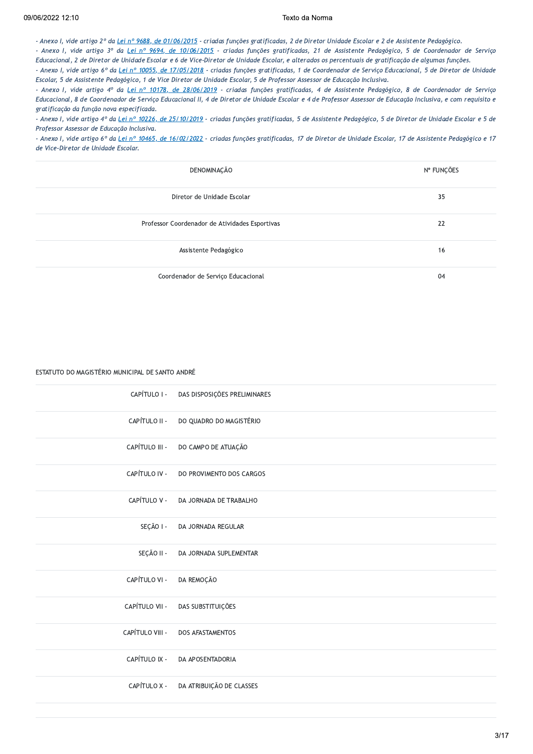*- Anexo I, vide artigo 2º da Lei nº 9688, de 01/06/2015 - criadas funções gratificadas, 2 de Diretor Unidade Escolar e 2 de Assistente Pedagógico.*
*- Anexo I, vide artigo 3º da Lei nº 9694, de 10/06/2015 - criadas funções gratificadas, 21 de Assistente Pedagógico, 5 de Coordenador de Serviço Educacional, 2 de Diretor de Unidade Escolar e 6 de Vice-Diretor de Unidade Escolar, e alterados os percentuais de gratificação de algumas funções.*
*- Anexo I, vide artigo 6º da Lei nº 10055, de 17/05/2018 - criadas funções gratificadas, 1 de Coordenador de Serviço Educacional, 5 de Diretor de Unidade Escolar, 5 de Assistente Pedagógico, 1 de Vice Diretor de Unidade Escolar, 5 de Professor Assessor de Educação Inclusiva.*
*- Anexo I, vide artigo 4º da Lei nº 10178, de 28/06/2019 - criadas funções gratificadas, 4 de Assistente Pedagógico, 8 de Coordenador de Serviço Educacional, 8 de Coordenador de Serviço Educacional II, 4 de Diretor de Unidade Escolar e 4 de Professor Assessor de Educação Inclusiva, e com requisito e gratificação da função nova especificada.*
*- Anexo I, vide artigo 4º da Lei nº 10226, de 25/10/2019 - criadas funções gratificadas, 5 de Assistente Pedagógico, 5 de Diretor de Unidade Escolar e 5 de Professor Assessor de Educação Inclusiva.*
*- Anexo I, vide artigo 6º da Lei nº 10465, de 16/02/2022 - criadas funções gratificadas, 17 de Diretor de Unidade Escolar, 17 de Assistente Pedagógico e 17 de Vice-Diretor de Unidade Escolar.*

| DENOMINAÇÃO | Nº FUNÇÕES |
|---|---|
| Diretor de Unidade Escolar | 35 |
| Professor Coordenador de Atividades Esportivas | 22 |
| Assistente Pedagógico | 16 |
| Coordenador de Serviço Educacional | 04 |

ESTATUTO DO MAGISTÉRIO MUNICIPAL DE SANTO ANDRÉ

| | |
|---|---|
| CAPÍTULO I - | DAS DISPOSIÇÕES PRELIMINARES |
| CAPÍTULO II - | DO QUADRO DO MAGISTÉRIO |
| CAPÍTULO III - | DO CAMPO DE ATUAÇÃO |
| CAPÍTULO IV - | DO PROVIMENTO DOS CARGOS |
| CAPÍTULO V - | DA JORNADA DE TRABALHO |
| SEÇÃO I - | DA JORNADA REGULAR |
| SEÇÃO II - | DA JORNADA SUPLEMENTAR |
| CAPÍTULO VI - | DA REMOÇÃO |
| CAPÍTULO VII - | DAS SUBSTITUIÇÕES |
| CAPÍTULO VIII - | DOS AFASTAMENTOS |
| CAPÍTULO IX - | DA APOSENTADORIA |
| CAPÍTULO X - | DA ATRIBUIÇÃO DE CLASSES |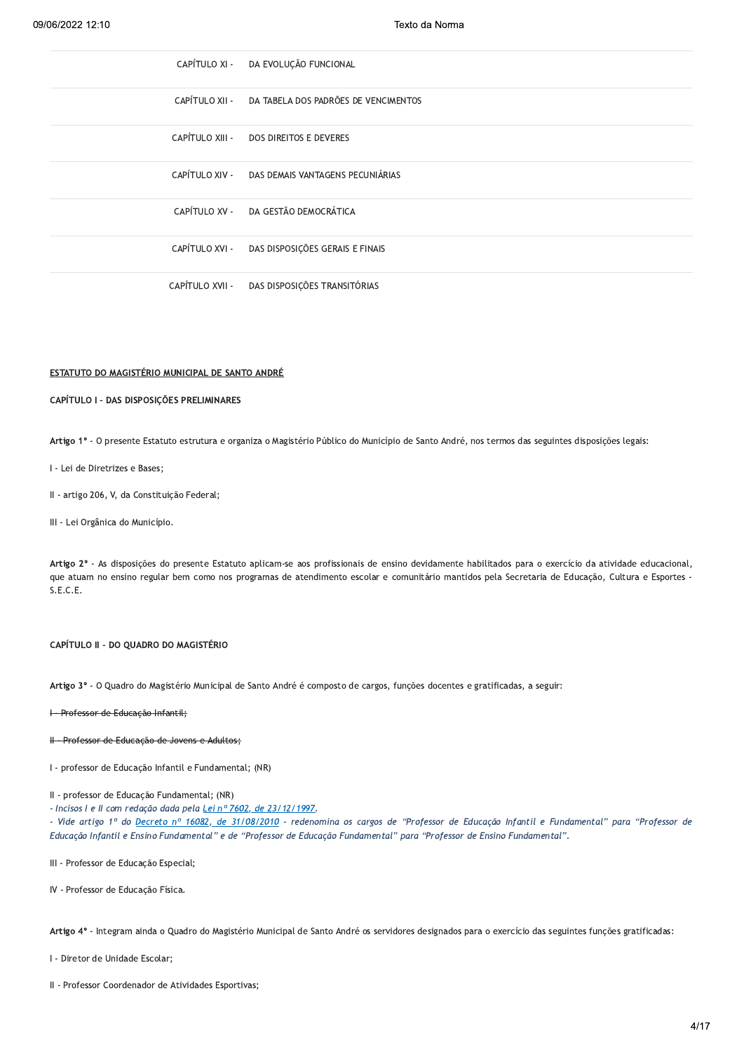| | |
|---|---|
| CAPÍTULO XI - | DA EVOLUÇÃO FUNCIONAL |
| CAPÍTULO XII - | DA TABELA DOS PADRÕES DE VENCIMENTOS |
| CAPÍTULO XIII - | DOS DIREITOS E DEVERES |
| CAPÍTULO XIV - | DAS DEMAIS VANTAGENS PECUNIÁRIAS |
| CAPÍTULO XV - | DA GESTÃO DEMOCRÁTICA |
| CAPÍTULO XVI - | DAS DISPOSIÇÕES GERAIS E FINAIS |
| CAPÍTULO XVII - | DAS DISPOSIÇÕES TRANSITÓRIAS |

ESTATUTO DO MAGISTÉRIO MUNICIPAL DE SANTO ANDRÉ

**CAPÍTULO I - DAS DISPOSIÇÕES PRELIMINARES**

**Artigo 1º** - O presente Estatuto estrutura e organiza o Magistério Público do Município de Santo André, nos termos das seguintes disposições legais:

I - Lei de Diretrizes e Bases;

II - artigo 206, V, da Constituição Federal;

III - Lei Orgânica do Município.

**Artigo 2º** - As disposições do presente Estatuto aplicam-se aos profissionais de ensino devidamente habilitados para o exercício da atividade educacional, que atuam no ensino regular bem como nos programas de atendimento escolar e comunitário mantidos pela Secretaria de Educação, Cultura e Esportes - S.E.C.E.

**CAPÍTULO II - DO QUADRO DO MAGISTÉRIO**

**Artigo 3º** - O Quadro do Magistério Municipal de Santo André é composto de cargos, funções docentes e gratificadas, a seguir:

~~I - Professor de Educação Infantil;~~

~~II - Professor de Educação de Jovens e Adultos;~~

I - professor de Educação Infantil e Fundamental; (NR)

II - professor de Educação Fundamental; (NR)
*- Incisos I e II com redação dada pela Lei nº 7602, de 23/12/1997.*
*- Vide artigo 1º do Decreto nº 16082, de 31/08/2010 - redenomina os cargos de "Professor de Educação Infantil e Fundamental" para "Professor de Educação Infantil e Ensino Fundamental" e de "Professor de Educação Fundamental" para "Professor de Ensino Fundamental".*

III - Professor de Educação Especial;

IV - Professor de Educação Física.

**Artigo 4º** - Integram ainda o Quadro do Magistério Municipal de Santo André os servidores designados para o exercício das seguintes funções gratificadas:

I - Diretor de Unidade Escolar;

II - Professor Coordenador de Atividades Esportivas;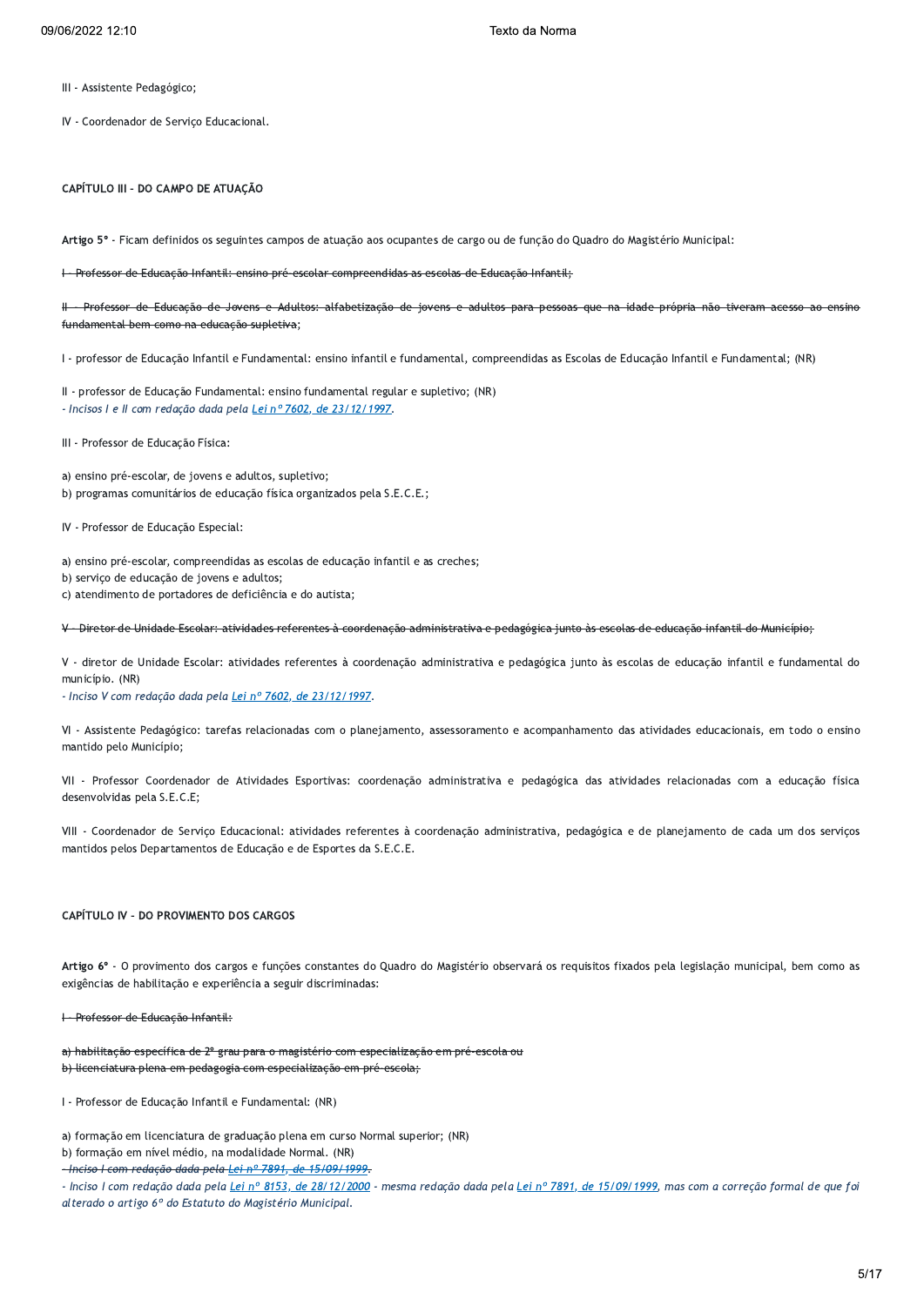III - Assistente Pedagógico;

IV - Coordenador de Serviço Educacional.

**CAPÍTULO III - DO CAMPO DE ATUAÇÃO**

**Artigo 5º** - Ficam definidos os seguintes campos de atuação aos ocupantes de cargo ou de função do Quadro do Magistério Municipal:

~~I - Professor de Educação Infantil: ensino pré-escolar compreendidas as escolas de Educação Infantil;~~

~~II - Professor de Educação de Jovens e Adultos: alfabetização de jovens e adultos para pessoas que na idade própria não tiveram acesso ao ensino fundamental bem como na educação supletiva~~;

I - professor de Educação Infantil e Fundamental: ensino infantil e fundamental, compreendidas as Escolas de Educação Infantil e Fundamental; (NR)

II - professor de Educação Fundamental: ensino fundamental regular e supletivo; (NR)
*- Incisos I e II com redação dada pela [Lei nº 7602, de 23/12/1997](#).*

III - Professor de Educação Física:

a) ensino pré-escolar, de jovens e adultos, supletivo;
b) programas comunitários de educação física organizados pela S.E.C.E.;

IV - Professor de Educação Especial:

a) ensino pré-escolar, compreendidas as escolas de educação infantil e as creches;
b) serviço de educação de jovens e adultos;
c) atendimento de portadores de deficiência e do autista;

~~V - Diretor de Unidade Escolar: atividades referentes à coordenação administrativa e pedagógica junto às escolas de educação infantil do Município;~~

V - diretor de Unidade Escolar: atividades referentes à coordenação administrativa e pedagógica junto às escolas de educação infantil e fundamental do município. (NR)
*- Inciso V com redação dada pela [Lei nº 7602, de 23/12/1997](#).*

VI - Assistente Pedagógico: tarefas relacionadas com o planejamento, assessoramento e acompanhamento das atividades educacionais, em todo o ensino mantido pelo Município;

VII - Professor Coordenador de Atividades Esportivas: coordenação administrativa e pedagógica das atividades relacionadas com a educação física desenvolvidas pela S.E.C.E;

VIII - Coordenador de Serviço Educacional: atividades referentes à coordenação administrativa, pedagógica e de planejamento de cada um dos serviços mantidos pelos Departamentos de Educação e de Esportes da S.E.C.E.

**CAPÍTULO IV - DO PROVIMENTO DOS CARGOS**

**Artigo 6º** - O provimento dos cargos e funções constantes do Quadro do Magistério observará os requisitos fixados pela legislação municipal, bem como as exigências de habilitação e experiência a seguir discriminadas:

~~I - Professor de Educação Infantil:~~

~~a) habilitação específica de 2º grau para o magistério com especialização em pré-escola ou~~
~~b) licenciatura plena em pedagogia com especialização em pré-escola;~~

I - Professor de Educação Infantil e Fundamental: (NR)

a) formação em licenciatura de graduação plena em curso Normal superior; (NR)
b) formação em nível médio, na modalidade Normal. (NR)
~~*- Inciso I com redação dada pela Lei nº 7891, de 15/09/1999.*~~
*- Inciso I com redação dada pela [Lei nº 8153, de 28/12/2000](#) - mesma redação dada pela [Lei nº 7891, de 15/09/1999](#), mas com a correção formal de que foi alterado o artigo 6º do Estatuto do Magistério Municipal.*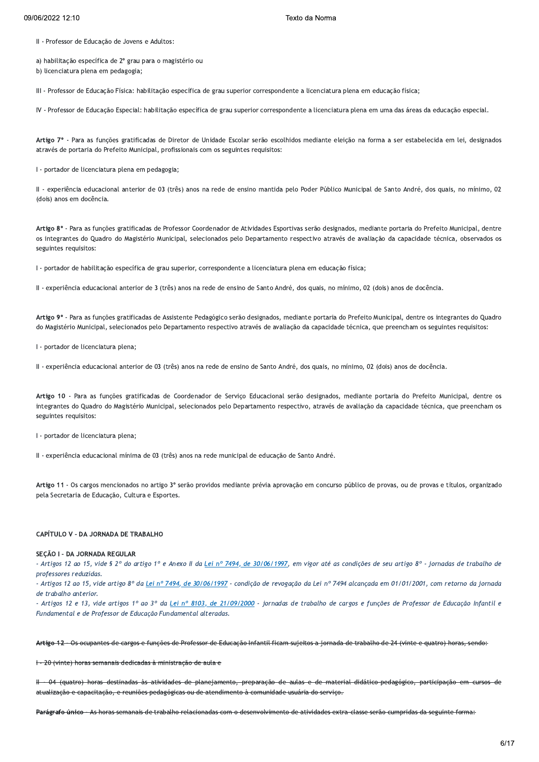II - Professor de Educação de Jovens e Adultos:

a) habilitação específica de 2º grau para o magistério ou
b) licenciatura plena em pedagogia;

III - Professor de Educação Física: habilitação específica de grau superior correspondente a licenciatura plena em educação física;

IV - Professor de Educação Especial: habilitação específica de grau superior correspondente a licenciatura plena em uma das áreas da educação especial.

**Artigo 7º** - Para as funções gratificadas de Diretor de Unidade Escolar serão escolhidos mediante eleição na forma a ser estabelecida em lei, designados através de portaria do Prefeito Municipal, profissionais com os seguintes requisitos:

I - portador de licenciatura plena em pedagogia;

II - experiência educacional anterior de 03 (três) anos na rede de ensino mantida pelo Poder Público Municipal de Santo André, dos quais, no mínimo, 02 (dois) anos em docência.

**Artigo 8º** - Para as funções gratificadas de Professor Coordenador de Atividades Esportivas serão designados, mediante portaria do Prefeito Municipal, dentre os integrantes do Quadro do Magistério Municipal, selecionados pelo Departamento respectivo através de avaliação da capacidade técnica, observados os seguintes requisitos:

I - portador de habilitação específica de grau superior, correspondente a licenciatura plena em educação física;

II - experiência educacional anterior de 3 (três) anos na rede de ensino de Santo André, dos quais, no mínimo, 02 (dois) anos de docência.

**Artigo 9º** - Para as funções gratificadas de Assistente Pedagógico serão designados, mediante portaria do Prefeito Municipal, dentre os integrantes do Quadro do Magistério Municipal, selecionados pelo Departamento respectivo através de avaliação da capacidade técnica, que preencham os seguintes requisitos:

I - portador de licenciatura plena;

II - experiência educacional anterior de 03 (três) anos na rede de ensino de Santo André, dos quais, no mínimo, 02 (dois) anos de docência.

**Artigo 10** - Para as funções gratificadas de Coordenador de Serviço Educacional serão designados, mediante portaria do Prefeito Municipal, dentre os integrantes do Quadro do Magistério Municipal, selecionados pelo Departamento respectivo, através de avaliação da capacidade técnica, que preencham os seguintes requisitos:

I - portador de licenciatura plena;

II - experiência educacional mínima de 03 (três) anos na rede municipal de educação de Santo André.

**Artigo 11** - Os cargos mencionados no artigo 3º serão providos mediante prévia aprovação em concurso público de provas, ou de provas e títulos, organizado pela Secretaria de Educação, Cultura e Esportes.

## CAPÍTULO V - DA JORNADA DE TRABALHO

### SEÇÃO I - DA JORNADA REGULAR

*- Artigos 12 ao 15, vide § 2º do artigo 1º e Anexo II da [Lei nº 7494, de 30/06/1997](), em vigor até as condições de seu artigo 8º - jornadas de trabalho de professores reduzidas.*

*- Artigos 12 ao 15, vide artigo 8º da [Lei nº 7494, de 30/06/1997]() - condição de revogação da Lei nº 7494 alcançada em 01/01/2001, com retorno da jornada de trabalho anterior.*

*- Artigos 12 e 13, vide artigos 1º ao 3º da [Lei nº 8103, de 21/09/2000]() - jornadas de trabalho de cargos e funções de Professor de Educação Infantil e Fundamental e de Professor de Educação Fundamental alteradas.*

~~**Artigo 12** - Os ocupantes de cargos e funções de Professor de Educação Infantil ficam sujeitos a jornada de trabalho de 24 (vinte e quatro) horas, sendo:~~

~~I - 20 (vinte) horas semanais dedicadas à ministração de aula e~~

~~II - 04 (quatro) horas destinadas às atividades de planejamento, preparação de aulas e de material didático-pedagógico, participação em cursos de atualização e capacitação, e reuniões pedagógicas ou de atendimento à comunidade usuária do serviço.~~

~~**Parágrafo único** - As horas semanais de trabalho relacionadas com o desenvolvimento de atividades extra-classe serão cumpridas da seguinte forma:~~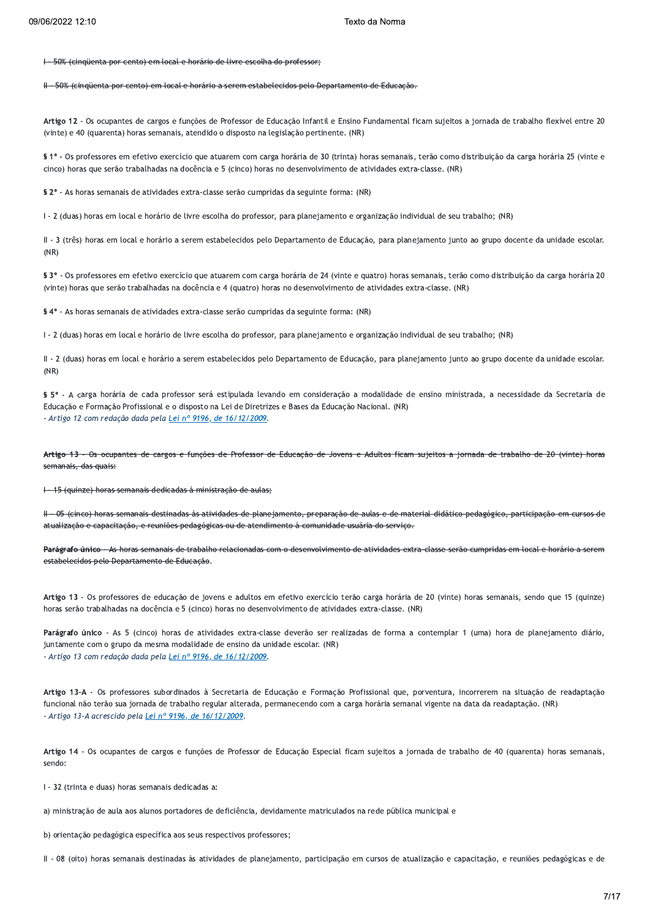~~I - 50% (cinqüenta por cento) em local e horário de livre escolha do professor;~~

~~II - 50% (cinqüenta por cento) em local e horário a serem estabelecidos pelo Departamento de Educação.~~

**Artigo 12** - Os ocupantes de cargos e funções de Professor de Educação Infantil e Ensino Fundamental ficam sujeitos a jornada de trabalho flexível entre 20 (vinte) e 40 (quarenta) horas semanais, atendido o disposto na legislação pertinente. (NR)

**§ 1º** - Os professores em efetivo exercício que atuarem com carga horária de 30 (trinta) horas semanais, terão como distribuição da carga horária 25 (vinte e cinco) horas que serão trabalhadas na docência e 5 (cinco) horas no desenvolvimento de atividades extra-classe. (NR)

**§ 2º** - As horas semanais de atividades extra-classe serão cumpridas da seguinte forma: (NR)

I - 2 (duas) horas em local e horário de livre escolha do professor, para planejamento e organização individual de seu trabalho; (NR)

II - 3 (três) horas em local e horário a serem estabelecidos pelo Departamento de Educação, para planejamento junto ao grupo docente da unidade escolar. (NR)

**§ 3º** - Os professores em efetivo exercício que atuarem com carga horária de 24 (vinte e quatro) horas semanais, terão como distribuição da carga horária 20 (vinte) horas que serão trabalhadas na docência e 4 (quatro) horas no desenvolvimento de atividades extra-classe. (NR)

**§ 4º** - As horas semanais de atividades extra-classe serão cumpridas da seguinte forma: (NR)

I - 2 (duas) horas em local e horário de livre escolha do professor, para planejamento e organização individual de seu trabalho; (NR)

II - 2 (duas) horas em local e horário a serem estabelecidos pelo Departamento de Educação, para planejamento junto ao grupo docente da unidade escolar. (NR)

**§ 5º** - A carga horária de cada professor será estipulada levando em consideração a modalidade de ensino ministrada, a necessidade da Secretaria de Educação e Formação Profissional e o disposto na Lei de Diretrizes e Bases da Educação Nacional. (NR)
*- Artigo 12 com redação dada pela Lei nº 9196, de 16/12/2009.*

~~**Artigo 13** - Os ocupantes de cargos e funções de Professor de Educação de Jovens e Adultos ficam sujeitos a jornada de trabalho de 20 (vinte) horas semanais, das quais:~~

~~I - 15 (quinze) horas semanais dedicadas à ministração de aulas;~~

~~II - 05 (cinco) horas semanais destinadas às atividades de planejamento, preparação de aulas e de material didático-pedagógico, participação em cursos de atualização e capacitação, e reuniões pedagógicas ou de atendimento à comunidade usuária do serviço.~~

~~**Parágrafo único** - As horas semanais de trabalho relacionadas com o desenvolvimento de atividades extra-classe serão cumpridas em local e horário a serem estabelecidos pelo Departamento de Educação.~~

**Artigo 13** - Os professores de educação de jovens e adultos em efetivo exercício terão carga horária de 20 (vinte) horas semanais, sendo que 15 (quinze) horas serão trabalhadas na docência e 5 (cinco) horas no desenvolvimento de atividades extra-classe. (NR)

**Parágrafo único** - As 5 (cinco) horas de atividades extra-classe deverão ser realizadas de forma a contemplar 1 (uma) hora de planejamento diário, juntamente com o grupo da mesma modalidade de ensino da unidade escolar. (NR)
*- Artigo 13 com redação dada pela Lei nº 9196, de 16/12/2009.*

**Artigo 13-A** - Os professores subordinados à Secretaria de Educação e Formação Profissional que, porventura, incorrerem na situação de readaptação funcional não terão sua jornada de trabalho regular alterada, permanecendo com a carga horária semanal vigente na data da readaptação. (NR)
*- Artigo 13-A acrescido pela Lei nº 9196, de 16/12/2009.*

**Artigo 14** - Os ocupantes de cargos e funções de Professor de Educação Especial ficam sujeitos a jornada de trabalho de 40 (quarenta) horas semanais, sendo:

I - 32 (trinta e duas) horas semanais dedicadas a:

a) ministração de aula aos alunos portadores de deficiência, devidamente matriculados na rede pública municipal e

b) orientação pedagógica específica aos seus respectivos professores;

II - 08 (oito) horas semanais destinadas às atividades de planejamento, participação em cursos de atualização e capacitação, e reuniões pedagógicas e de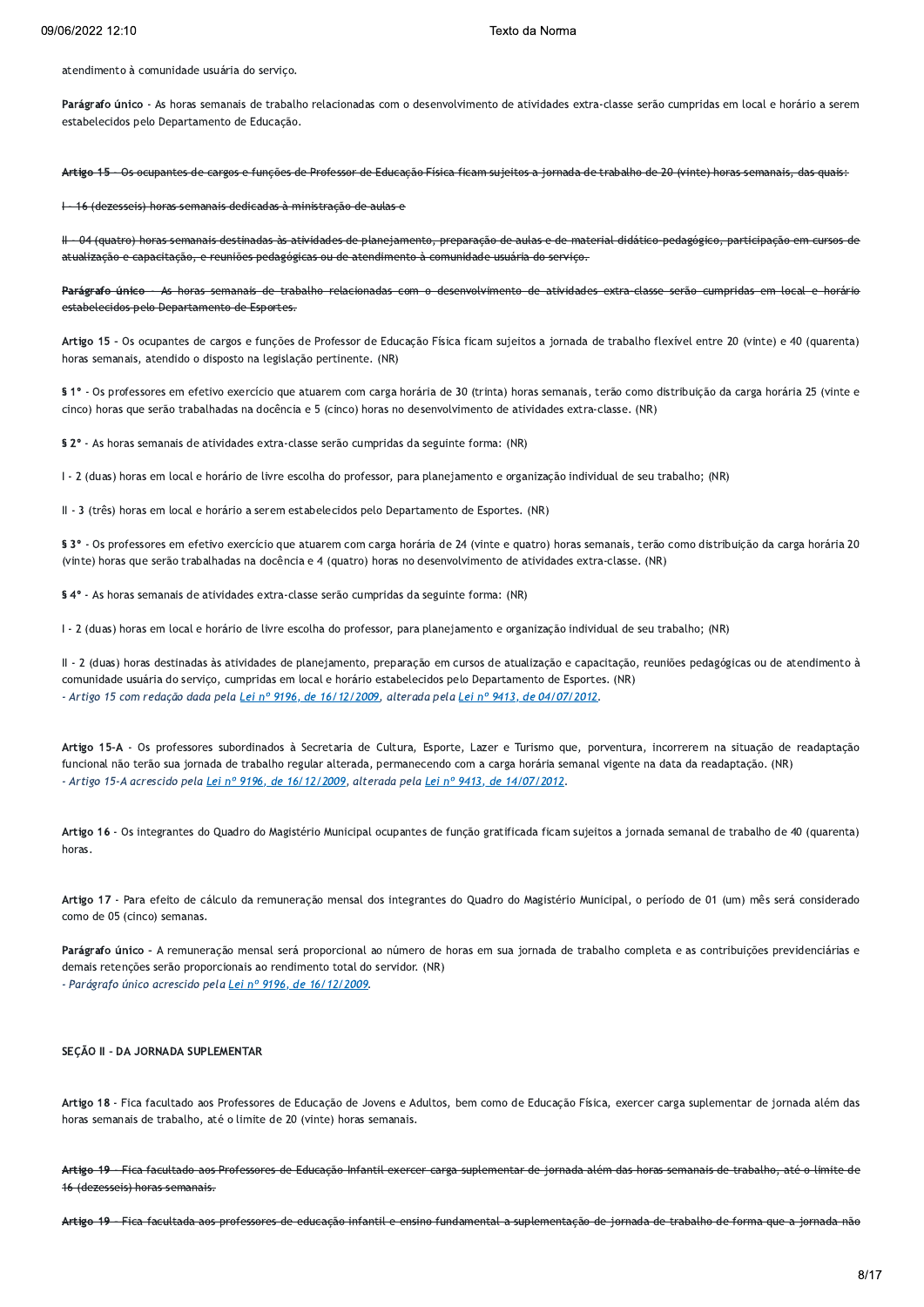atendimento à comunidade usuária do serviço.

**Parágrafo único** - As horas semanais de trabalho relacionadas com o desenvolvimento de atividades extra-classe serão cumpridas em local e horário a serem estabelecidos pelo Departamento de Educação.

~~**Artigo 15** - Os ocupantes de cargos e funções de Professor de Educação Física ficam sujeitos a jornada de trabalho de 20 (vinte) horas semanais, das quais:~~

~~I - 16 (dezesseis) horas semanais dedicadas à ministração de aulas e~~

~~II - 04 (quatro) horas semanais destinadas às atividades de planejamento, preparação de aulas e de material didático-pedagógico, participação em cursos de atualização e capacitação, e reuniões pedagógicas ou de atendimento à comunidade usuária do serviço.~~

~~**Parágrafo único** - As horas semanais de trabalho relacionadas com o desenvolvimento de atividades extra-classe serão cumpridas em local e horário estabelecidos pelo Departamento de Esportes.~~

**Artigo 15** - Os ocupantes de cargos e funções de Professor de Educação Física ficam sujeitos a jornada de trabalho flexível entre 20 (vinte) e 40 (quarenta) horas semanais, atendido o disposto na legislação pertinente. (NR)

**§ 1º** - Os professores em efetivo exercício que atuarem com carga horária de 30 (trinta) horas semanais, terão como distribuição da carga horária 25 (vinte e cinco) horas que serão trabalhadas na docência e 5 (cinco) horas no desenvolvimento de atividades extra-classe. (NR)

**§ 2º** - As horas semanais de atividades extra-classe serão cumpridas da seguinte forma: (NR)

I - 2 (duas) horas em local e horário de livre escolha do professor, para planejamento e organização individual de seu trabalho; (NR)

II - 3 (três) horas em local e horário a serem estabelecidos pelo Departamento de Esportes. (NR)

**§ 3º** - Os professores em efetivo exercício que atuarem com carga horária de 24 (vinte e quatro) horas semanais, terão como distribuição da carga horária 20 (vinte) horas que serão trabalhadas na docência e 4 (quatro) horas no desenvolvimento de atividades extra-classe. (NR)

**§ 4º** - As horas semanais de atividades extra-classe serão cumpridas da seguinte forma: (NR)

I - 2 (duas) horas em local e horário de livre escolha do professor, para planejamento e organização individual de seu trabalho; (NR)

II - 2 (duas) horas destinadas às atividades de planejamento, preparação em cursos de atualização e capacitação, reuniões pedagógicas ou de atendimento à comunidade usuária do serviço, cumpridas em local e horário estabelecidos pelo Departamento de Esportes. (NR)
*- Artigo 15 com redação dada pela Lei nº 9196, de 16/12/2009, alterada pela Lei nº 9413, de 04/07/2012.*

**Artigo 15-A** - Os professores subordinados à Secretaria de Cultura, Esporte, Lazer e Turismo que, porventura, incorrerem na situação de readaptação funcional não terão sua jornada de trabalho regular alterada, permanecendo com a carga horária semanal vigente na data da readaptação. (NR)
*- Artigo 15-A acrescido pela Lei nº 9196, de 16/12/2009, alterada pela Lei nº 9413, de 14/07/2012.*

**Artigo 16** - Os integrantes do Quadro do Magistério Municipal ocupantes de função gratificada ficam sujeitos a jornada semanal de trabalho de 40 (quarenta) horas.

**Artigo 17** - Para efeito de cálculo da remuneração mensal dos integrantes do Quadro do Magistério Municipal, o período de 01 (um) mês será considerado como de 05 (cinco) semanas.

**Parágrafo único** - A remuneração mensal será proporcional ao número de horas em sua jornada de trabalho completa e as contribuições previdenciárias e demais retenções serão proporcionais ao rendimento total do servidor. (NR)
*- Parágrafo único acrescido pela Lei nº 9196, de 16/12/2009.*

**SEÇÃO II - DA JORNADA SUPLEMENTAR**

**Artigo 18** - Fica facultado aos Professores de Educação de Jovens e Adultos, bem como de Educação Física, exercer carga suplementar de jornada além das horas semanais de trabalho, até o limite de 20 (vinte) horas semanais.

~~**Artigo 19** - Fica facultado aos Professores de Educação Infantil exercer carga suplementar de jornada além das horas semanais de trabalho, até o limite de 16 (dezesseis) horas semanais.~~

~~**Artigo 19** - Fica facultada aos professores de educação infantil e ensino fundamental a suplementação de jornada de trabalho de forma que a jornada não~~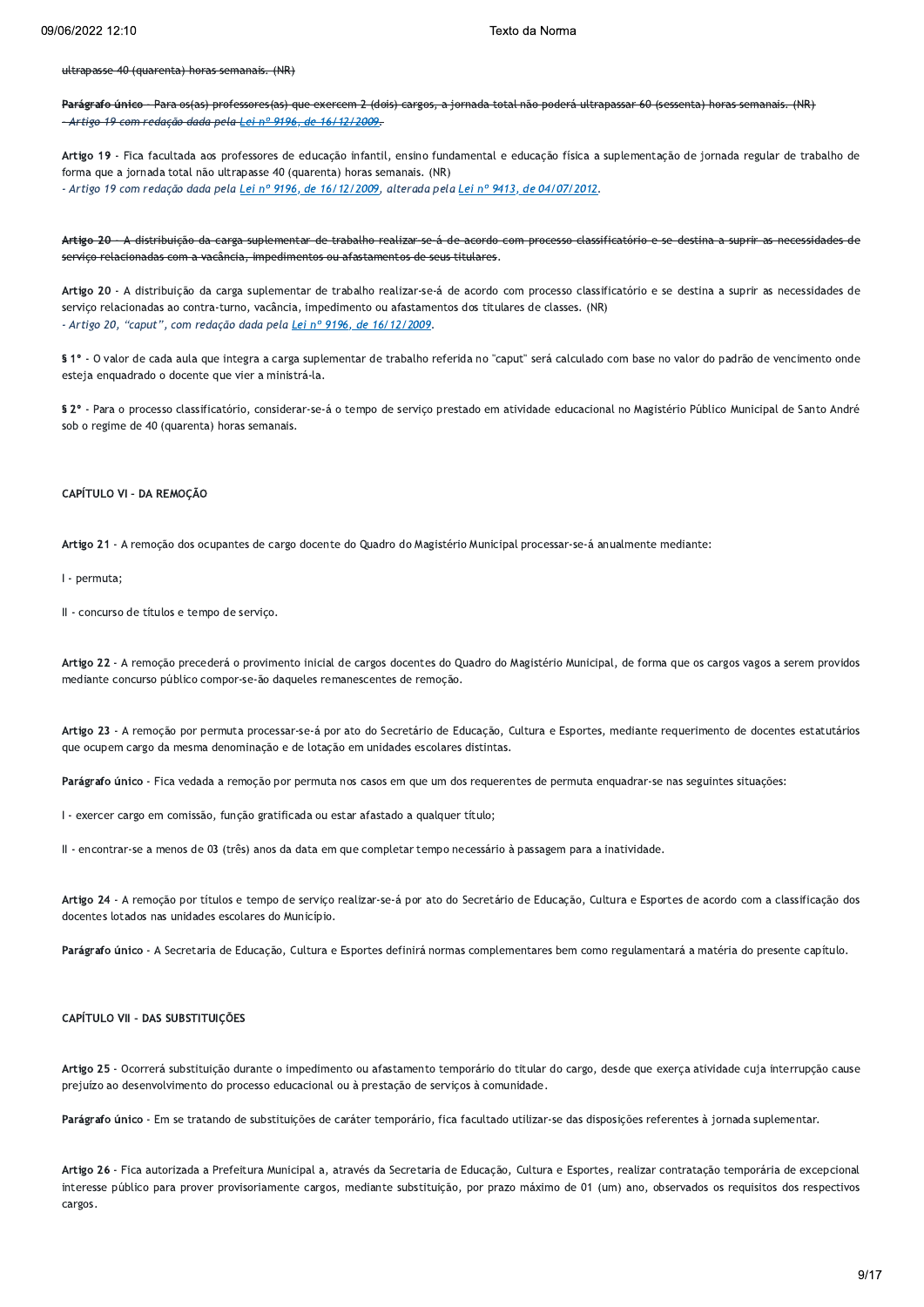~~ultrapasse 40 (quarenta) horas semanais. (NR)~~

~~**Parágrafo único** - Para os(as) professores(as) que exercem 2 (dois) cargos, a jornada total não poderá ultrapassar 60 (sessenta) horas semanais. (NR)~~
~~*- Artigo 19 com redação dada pela Lei nº 9196, de 16/12/2009.*~~

**Artigo 19** - Fica facultada aos professores de educação infantil, ensino fundamental e educação física a suplementação de jornada regular de trabalho de forma que a jornada total não ultrapasse 40 (quarenta) horas semanais. (NR)
*- Artigo 19 com redação dada pela Lei nº 9196, de 16/12/2009, alterada pela Lei nº 9413, de 04/07/2012.*

~~**Artigo 20** - A distribuição da carga suplementar de trabalho realizar-se-á de acordo com processo classificatório e se destina a suprir as necessidades de serviço relacionadas com a vacância, impedimentos ou afastamentos de seus titulares.~~

**Artigo 20** - A distribuição da carga suplementar de trabalho realizar-se-á de acordo com processo classificatório e se destina a suprir as necessidades de serviço relacionadas ao contra-turno, vacância, impedimento ou afastamentos dos titulares de classes. (NR)
*- Artigo 20, "caput", com redação dada pela Lei nº 9196, de 16/12/2009.*

**§ 1º** - O valor de cada aula que integra a carga suplementar de trabalho referida no "caput" será calculado com base no valor do padrão de vencimento onde esteja enquadrado o docente que vier a ministrá-la.

**§ 2º** - Para o processo classificatório, considerar-se-á o tempo de serviço prestado em atividade educacional no Magistério Público Municipal de Santo André sob o regime de 40 (quarenta) horas semanais.

## CAPÍTULO VI - DA REMOÇÃO

**Artigo 21** - A remoção dos ocupantes de cargo docente do Quadro do Magistério Municipal processar-se-á anualmente mediante:

I - permuta;

II - concurso de títulos e tempo de serviço.

**Artigo 22** - A remoção precederá o provimento inicial de cargos docentes do Quadro do Magistério Municipal, de forma que os cargos vagos a serem providos mediante concurso público compor-se-ão daqueles remanescentes de remoção.

**Artigo 23** - A remoção por permuta processar-se-á por ato do Secretário de Educação, Cultura e Esportes, mediante requerimento de docentes estatutários que ocupem cargo da mesma denominação e de lotação em unidades escolares distintas.

**Parágrafo único** - Fica vedada a remoção por permuta nos casos em que um dos requerentes de permuta enquadrar-se nas seguintes situações:

I - exercer cargo em comissão, função gratificada ou estar afastado a qualquer título;

II - encontrar-se a menos de 03 (três) anos da data em que completar tempo necessário à passagem para a inatividade.

**Artigo 24** - A remoção por títulos e tempo de serviço realizar-se-á por ato do Secretário de Educação, Cultura e Esportes de acordo com a classificação dos docentes lotados nas unidades escolares do Município.

**Parágrafo único** - A Secretaria de Educação, Cultura e Esportes definirá normas complementares bem como regulamentará a matéria do presente capítulo.

## CAPÍTULO VII - DAS SUBSTITUIÇÕES

**Artigo 25** - Ocorrerá substituição durante o impedimento ou afastamento temporário do titular do cargo, desde que exerça atividade cuja interrupção cause prejuízo ao desenvolvimento do processo educacional ou à prestação de serviços à comunidade.

**Parágrafo único** - Em se tratando de substituições de caráter temporário, fica facultado utilizar-se das disposições referentes à jornada suplementar.

**Artigo 26** - Fica autorizada a Prefeitura Municipal a, através da Secretaria de Educação, Cultura e Esportes, realizar contratação temporária de excepcional interesse público para prover provisoriamente cargos, mediante substituição, por prazo máximo de 01 (um) ano, observados os requisitos dos respectivos cargos.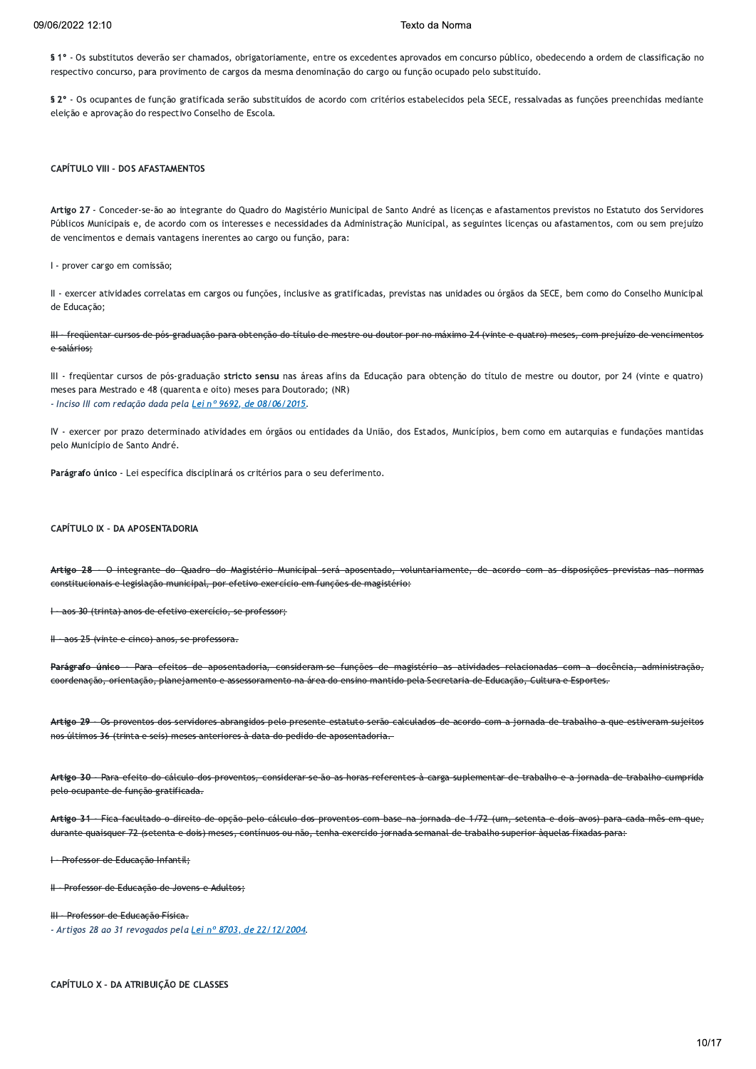**§ 1º** - Os substitutos deverão ser chamados, obrigatoriamente, entre os excedentes aprovados em concurso público, obedecendo a ordem de classificação no respectivo concurso, para provimento de cargos da mesma denominação do cargo ou função ocupado pelo substituído.

**§ 2º** - Os ocupantes de função gratificada serão substituídos de acordo com critérios estabelecidos pela SECE, ressalvadas as funções preenchidas mediante eleição e aprovação do respectivo Conselho de Escola.

**CAPÍTULO VIII - DOS AFASTAMENTOS**

**Artigo 27** - Conceder-se-ão ao integrante do Quadro do Magistério Municipal de Santo André as licenças e afastamentos previstos no Estatuto dos Servidores Públicos Municipais e, de acordo com os interesses e necessidades da Administração Municipal, as seguintes licenças ou afastamentos, com ou sem prejuízo de vencimentos e demais vantagens inerentes ao cargo ou função, para:

I - prover cargo em comissão;

II - exercer atividades correlatas em cargos ou funções, inclusive as gratificadas, previstas nas unidades ou órgãos da SECE, bem como do Conselho Municipal de Educação;

~~III - freqüentar cursos de pós-graduação para obtenção do título de mestre ou doutor por no máximo 24 (vinte e quatro) meses, com prejuízo de vencimentos e salários;~~

III - freqüentar cursos de pós-graduação **stricto sensu** nas áreas afins da Educação para obtenção do título de mestre ou doutor, por 24 (vinte e quatro) meses para Mestrado e 48 (quarenta e oito) meses para Doutorado; (NR)
*- Inciso III com redação dada pela Lei nº 9692, de 08/06/2015.*

IV - exercer por prazo determinado atividades em órgãos ou entidades da União, dos Estados, Municípios, bem como em autarquias e fundações mantidas pelo Município de Santo André.

**Parágrafo único** - Lei específica disciplinará os critérios para o seu deferimento.

**CAPÍTULO IX - DA APOSENTADORIA**

~~**Artigo 28** - O integrante do Quadro do Magistério Municipal será aposentado, voluntariamente, de acordo com as disposições previstas nas normas constitucionais e legislação municipal, por efetivo exercício em funções de magistério:~~

~~I - aos 30 (trinta) anos de efetivo exercício, se professor;~~

~~II - aos 25 (vinte e cinco) anos, se professora.~~

~~**Parágrafo único** - Para efeitos de aposentadoria, consideram-se funções de magistério as atividades relacionadas com a docência, administração, coordenação, orientação, planejamento e assessoramento na área do ensino mantido pela Secretaria de Educação, Cultura e Esportes.~~

~~**Artigo 29** - Os proventos dos servidores abrangidos pelo presente estatuto serão calculados de acordo com a jornada de trabalho a que estiveram sujeitos nos últimos 36 (trinta e seis) meses anteriores à data do pedido de aposentadoria.~~

~~**Artigo 30** - Para efeito do cálculo dos proventos, considerar-se-ão as horas referentes à carga suplementar de trabalho e a jornada de trabalho cumprida pelo ocupante de função gratificada.~~

~~**Artigo 31** - Fica facultado o direito de opção pelo cálculo dos proventos com base na jornada de 1/72 (um, setenta e dois avos) para cada mês em que, durante quaisquer 72 (setenta e dois) meses, contínuos ou não, tenha exercido jornada semanal de trabalho superior àquelas fixadas para:~~

~~I - Professor de Educação Infantil;~~

~~II - Professor de Educação de Jovens e Adultos;~~

~~III - Professor de Educação Física.~~
*- Artigos 28 ao 31 revogados pela Lei nº 8703, de 22/12/2004.*

**CAPÍTULO X - DA ATRIBUIÇÃO DE CLASSES**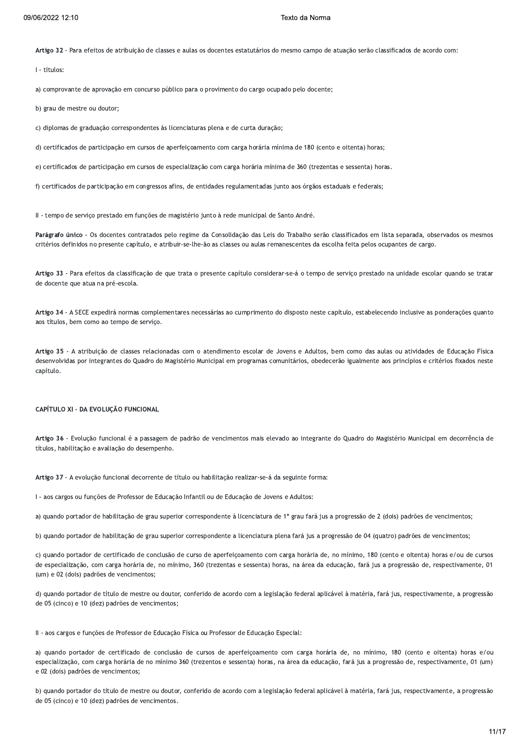**Artigo 32** - Para efeitos de atribuição de classes e aulas os docentes estatutários do mesmo campo de atuação serão classificados de acordo com:

I - títulos:

a) comprovante de aprovação em concurso público para o provimento do cargo ocupado pelo docente;

b) grau de mestre ou doutor;

c) diplomas de graduação correspondentes às licenciaturas plena e de curta duração;

d) certificados de participação em cursos de aperfeiçoamento com carga horária mínima de 180 (cento e oitenta) horas;

e) certificados de participação em cursos de especialização com carga horária mínima de 360 (trezentas e sessenta) horas.

f) certificados de participação em congressos afins, de entidades regulamentadas junto aos órgãos estaduais e federais;

II - tempo de serviço prestado em funções de magistério junto à rede municipal de Santo André.

**Parágrafo único** - Os docentes contratados pelo regime da Consolidação das Leis do Trabalho serão classificados em lista separada, observados os mesmos critérios definidos no presente capítulo, e atribuir-se-lhe-ão as classes ou aulas remanescentes da escolha feita pelos ocupantes de cargo.

**Artigo 33** - Para efeitos da classificação de que trata o presente capítulo considerar-se-á o tempo de serviço prestado na unidade escolar quando se tratar de docente que atua na pré-escola.

**Artigo 34** - A SECE expedirá normas complementares necessárias ao cumprimento do disposto neste capítulo, estabelecendo inclusive as ponderações quanto aos títulos, bem como ao tempo de serviço.

**Artigo 35** - A atribuição de classes relacionadas com o atendimento escolar de Jovens e Adultos, bem como das aulas ou atividades de Educação Física desenvolvidas por integrantes do Quadro do Magistério Municipal em programas comunitários, obedecerão igualmente aos princípios e critérios fixados neste capítulo.

## CAPÍTULO XI - DA EVOLUÇÃO FUNCIONAL

**Artigo 36** - Evolução funcional é a passagem de padrão de vencimentos mais elevado ao integrante do Quadro do Magistério Municipal em decorrência de títulos, habilitação e avaliação do desempenho.

**Artigo 37** - A evolução funcional decorrente de título ou habilitação realizar-se-á da seguinte forma:

I - aos cargos ou funções de Professor de Educação Infantil ou de Educação de Jovens e Adultos:

a) quando portador de habilitação de grau superior correspondente à licenciatura de 1º grau fará jus a progressão de 2 (dois) padrões de vencimentos;

b) quando portador de habilitação de grau superior correspondente a licenciatura plena fará jus a progressão de 04 (quatro) padrões de vencimentos;

c) quando portador de certificado de conclusão de curso de aperfeiçoamento com carga horária de, no mínimo, 180 (cento e oitenta) horas e/ou de cursos de especialização, com carga horária de, no mínimo, 360 (trezentas e sessenta) horas, na área da educação, fará jus a progressão de, respectivamente, 01 (um) e 02 (dois) padrões de vencimentos;

d) quando portador de título de mestre ou doutor, conferido de acordo com a legislação federal aplicável à matéria, fará jus, respectivamente, a progressão de 05 (cinco) e 10 (dez) padrões de vencimentos;

II - aos cargos e funções de Professor de Educação Física ou Professor de Educação Especial:

a) quando portador de certificado de conclusão de cursos de aperfeiçoamento com carga horária de, no mínimo, 180 (cento e oitenta) horas e/ou especialização, com carga horária de no mínimo 360 (trezentos e sessenta) horas, na área da educação, fará jus a progressão de, respectivamente, 01 (um) e 02 (dois) padrões de vencimentos;

b) quando portador do título de mestre ou doutor, conferido de acordo com a legislação federal aplicável à matéria, fará jus, respectivamente, a progressão de 05 (cinco) e 10 (dez) padrões de vencimentos.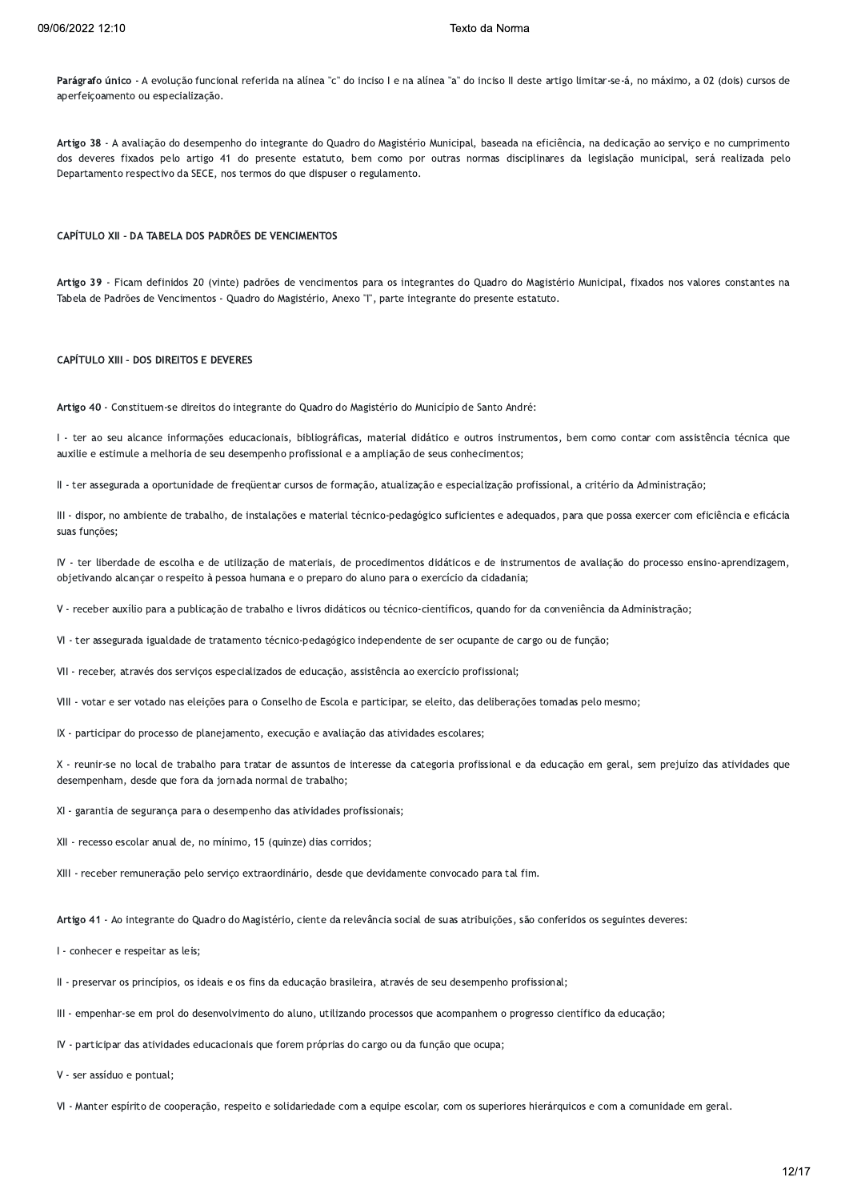**Parágrafo único** - A evolução funcional referida na alínea "c" do inciso I e na alínea "a" do inciso II deste artigo limitar-se-á, no máximo, a 02 (dois) cursos de aperfeiçoamento ou especialização.

**Artigo 38** - A avaliação do desempenho do integrante do Quadro do Magistério Municipal, baseada na eficiência, na dedicação ao serviço e no cumprimento dos deveres fixados pelo artigo 41 do presente estatuto, bem como por outras normas disciplinares da legislação municipal, será realizada pelo Departamento respectivo da SECE, nos termos do que dispuser o regulamento.

**CAPÍTULO XII - DA TABELA DOS PADRÕES DE VENCIMENTOS**

**Artigo 39** - Ficam definidos 20 (vinte) padrões de vencimentos para os integrantes do Quadro do Magistério Municipal, fixados nos valores constantes na Tabela de Padrões de Vencimentos - Quadro do Magistério, Anexo "I", parte integrante do presente estatuto.

**CAPÍTULO XIII - DOS DIREITOS E DEVERES**

**Artigo 40** - Constituem-se direitos do integrante do Quadro do Magistério do Município de Santo André:

I - ter ao seu alcance informações educacionais, bibliográficas, material didático e outros instrumentos, bem como contar com assistência técnica que auxilie e estimule a melhoria de seu desempenho profissional e a ampliação de seus conhecimentos;

II - ter assegurada a oportunidade de freqüentar cursos de formação, atualização e especialização profissional, a critério da Administração;

III - dispor, no ambiente de trabalho, de instalações e material técnico-pedagógico suficientes e adequados, para que possa exercer com eficiência e eficácia suas funções;

IV - ter liberdade de escolha e de utilização de materiais, de procedimentos didáticos e de instrumentos de avaliação do processo ensino-aprendizagem, objetivando alcançar o respeito à pessoa humana e o preparo do aluno para o exercício da cidadania;

V - receber auxílio para a publicação de trabalho e livros didáticos ou técnico-científicos, quando for da conveniência da Administração;

VI - ter assegurada igualdade de tratamento técnico-pedagógico independente de ser ocupante de cargo ou de função;

VII - receber, através dos serviços especializados de educação, assistência ao exercício profissional;

VIII - votar e ser votado nas eleições para o Conselho de Escola e participar, se eleito, das deliberações tomadas pelo mesmo;

IX - participar do processo de planejamento, execução e avaliação das atividades escolares;

X - reunir-se no local de trabalho para tratar de assuntos de interesse da categoria profissional e da educação em geral, sem prejuízo das atividades que desempenham, desde que fora da jornada normal de trabalho;

XI - garantia de segurança para o desempenho das atividades profissionais;

XII - recesso escolar anual de, no mínimo, 15 (quinze) dias corridos;

XIII - receber remuneração pelo serviço extraordinário, desde que devidamente convocado para tal fim.

**Artigo 41** - Ao integrante do Quadro do Magistério, ciente da relevância social de suas atribuições, são conferidos os seguintes deveres:

I - conhecer e respeitar as leis;

II - preservar os princípios, os ideais e os fins da educação brasileira, através de seu desempenho profissional;

III - empenhar-se em prol do desenvolvimento do aluno, utilizando processos que acompanhem o progresso científico da educação;

IV - participar das atividades educacionais que forem próprias do cargo ou da função que ocupa;

V - ser assíduo e pontual;

VI - Manter espírito de cooperação, respeito e solidariedade com a equipe escolar, com os superiores hierárquicos e com a comunidade em geral.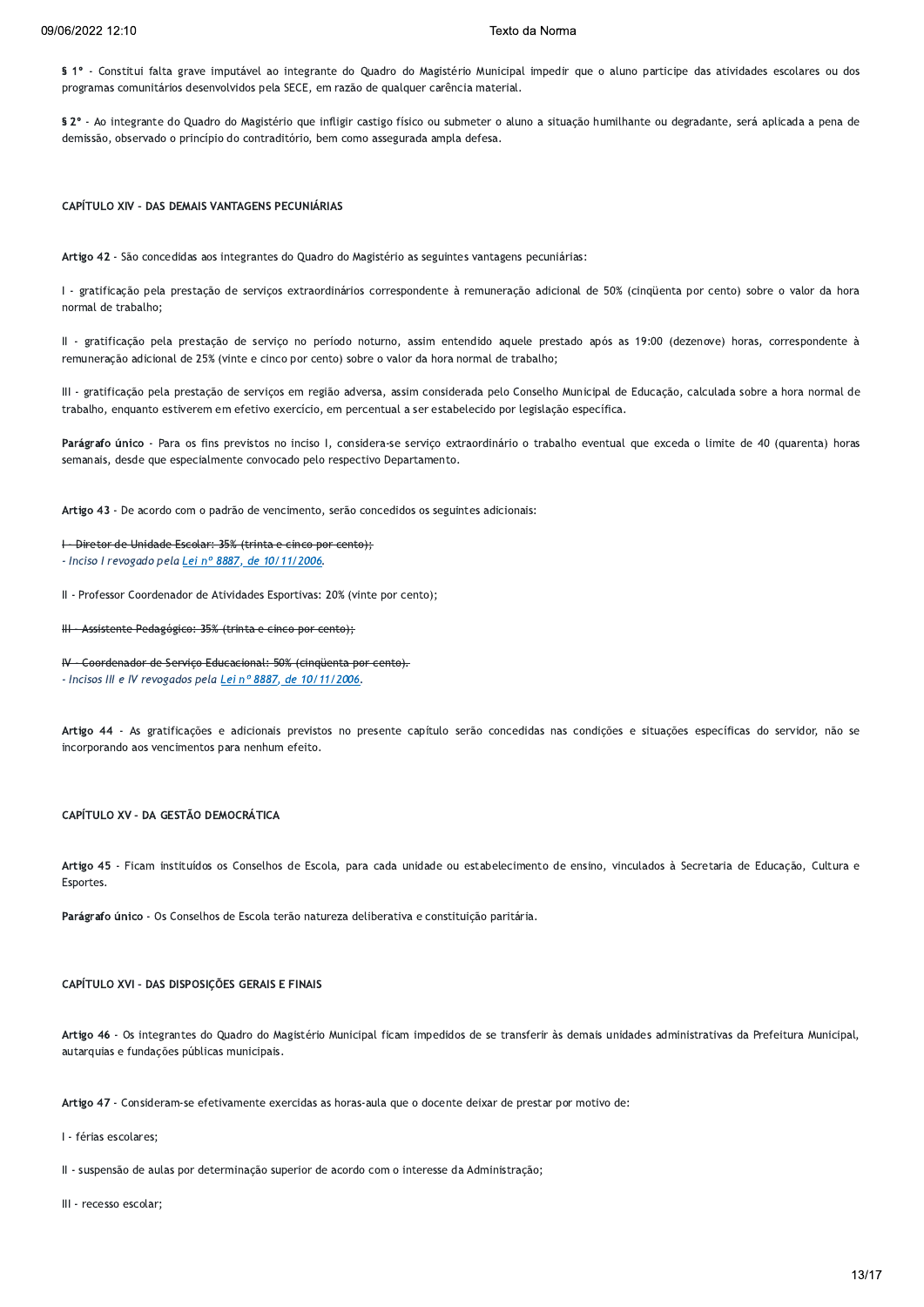**§ 1º** - Constitui falta grave imputável ao integrante do Quadro do Magistério Municipal impedir que o aluno participe das atividades escolares ou dos programas comunitários desenvolvidos pela SECE, em razão de qualquer carência material.

**§ 2º** - Ao integrante do Quadro do Magistério que infligir castigo físico ou submeter o aluno a situação humilhante ou degradante, será aplicada a pena de demissão, observado o princípio do contraditório, bem como assegurada ampla defesa.

**CAPÍTULO XIV - DAS DEMAIS VANTAGENS PECUNIÁRIAS**

**Artigo 42** - São concedidas aos integrantes do Quadro do Magistério as seguintes vantagens pecuniárias:

I - gratificação pela prestação de serviços extraordinários correspondente à remuneração adicional de 50% (cinqüenta por cento) sobre o valor da hora normal de trabalho;

II - gratificação pela prestação de serviço no período noturno, assim entendido aquele prestado após as 19:00 (dezenove) horas, correspondente à remuneração adicional de 25% (vinte e cinco por cento) sobre o valor da hora normal de trabalho;

III - gratificação pela prestação de serviços em região adversa, assim considerada pelo Conselho Municipal de Educação, calculada sobre a hora normal de trabalho, enquanto estiverem em efetivo exercício, em percentual a ser estabelecido por legislação específica.

**Parágrafo único** - Para os fins previstos no inciso I, considera-se serviço extraordinário o trabalho eventual que exceda o limite de 40 (quarenta) horas semanais, desde que especialmente convocado pelo respectivo Departamento.

**Artigo 43** - De acordo com o padrão de vencimento, serão concedidos os seguintes adicionais:

~~I - Diretor de Unidade Escolar: 35% (trinta e cinco por cento);~~
*- Inciso I revogado pela Lei nº 8887, de 10/11/2006.*

II - Professor Coordenador de Atividades Esportivas: 20% (vinte por cento);

~~III - Assistente Pedagógico: 35% (trinta e cinco por cento);~~

~~IV - Coordenador de Serviço Educacional: 50% (cinqüenta por cento).~~
*- Incisos III e IV revogados pela Lei nº 8887, de 10/11/2006.*

**Artigo 44** - As gratificações e adicionais previstos no presente capítulo serão concedidas nas condições e situações específicas do servidor, não se incorporando aos vencimentos para nenhum efeito.

**CAPÍTULO XV - DA GESTÃO DEMOCRÁTICA**

**Artigo 45** - Ficam instituídos os Conselhos de Escola, para cada unidade ou estabelecimento de ensino, vinculados à Secretaria de Educação, Cultura e Esportes.

**Parágrafo único** - Os Conselhos de Escola terão natureza deliberativa e constituição paritária.

**CAPÍTULO XVI - DAS DISPOSIÇÕES GERAIS E FINAIS**

**Artigo 46** - Os integrantes do Quadro do Magistério Municipal ficam impedidos de se transferir às demais unidades administrativas da Prefeitura Municipal, autarquias e fundações públicas municipais.

**Artigo 47** - Consideram-se efetivamente exercidas as horas-aula que o docente deixar de prestar por motivo de:

I - férias escolares;

II - suspensão de aulas por determinação superior de acordo com o interesse da Administração;

III - recesso escolar;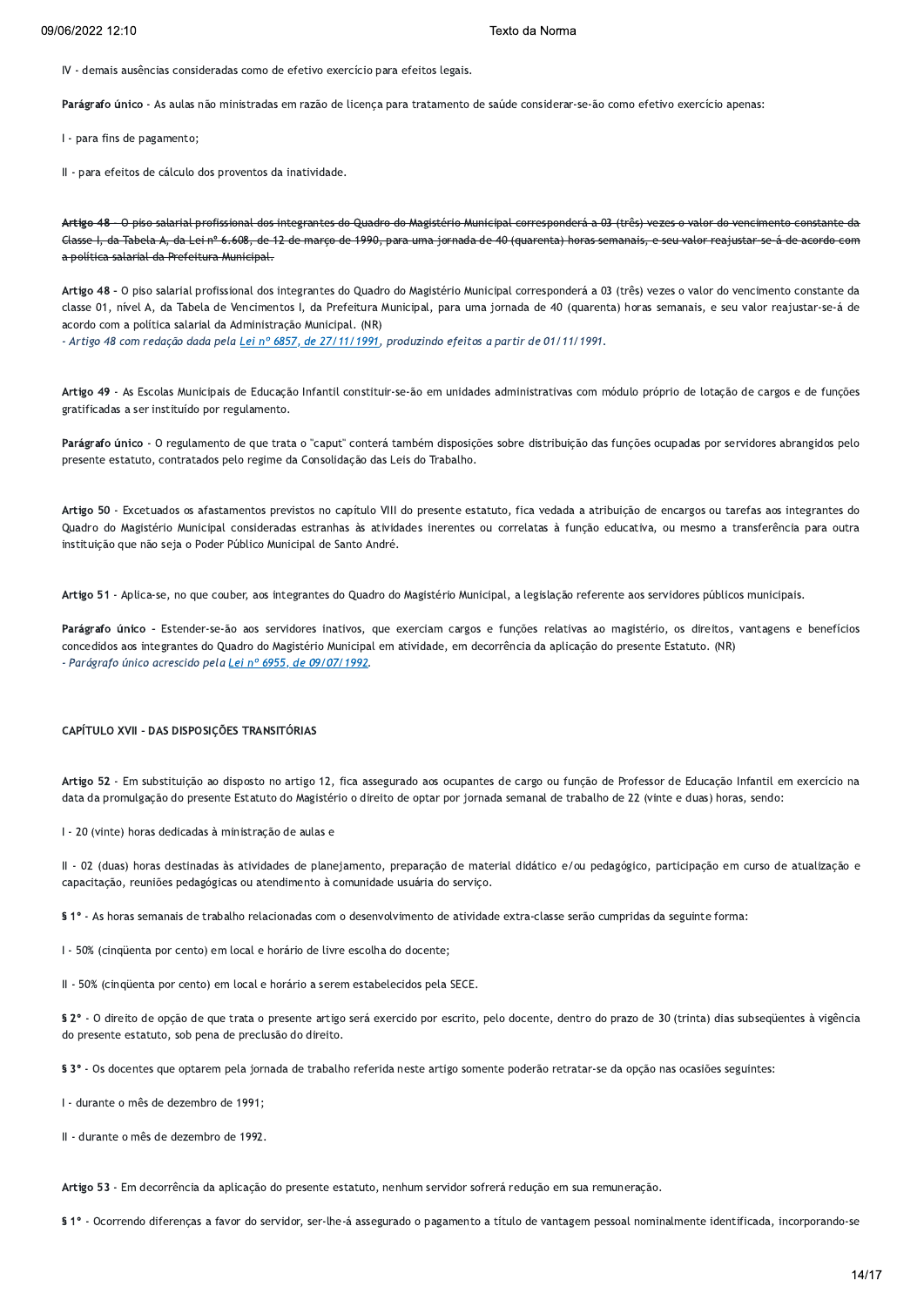IV - demais ausências consideradas como de efetivo exercício para efeitos legais.

**Parágrafo único** - As aulas não ministradas em razão de licença para tratamento de saúde considerar-se-ão como efetivo exercício apenas:

I - para fins de pagamento;

II - para efeitos de cálculo dos proventos da inatividade.

~~**Artigo 48** - O piso salarial profissional dos integrantes do Quadro do Magistério Municipal corresponderá a 03 (três) vezes o valor do vencimento constante da Classe I, da Tabela A, da Lei nº 6.608, de 12 de março de 1990, para uma jornada de 40 (quarenta) horas semanais, e seu valor reajustar-se-á de acordo com a política salarial da Prefeitura Municipal.~~

**Artigo 48** - O piso salarial profissional dos integrantes do Quadro do Magistério Municipal corresponderá a 03 (três) vezes o valor do vencimento constante da classe 01, nível A, da Tabela de Vencimentos I, da Prefeitura Municipal, para uma jornada de 40 (quarenta) horas semanais, e seu valor reajustar-se-á de acordo com a política salarial da Administração Municipal. (NR)
*- Artigo 48 com redação dada pela Lei nº 6857, de 27/11/1991, produzindo efeitos a partir de 01/11/1991.*

**Artigo 49** - As Escolas Municipais de Educação Infantil constituir-se-ão em unidades administrativas com módulo próprio de lotação de cargos e de funções gratificadas a ser instituído por regulamento.

**Parágrafo único** - O regulamento de que trata o "caput" conterá também disposições sobre distribuição das funções ocupadas por servidores abrangidos pelo presente estatuto, contratados pelo regime da Consolidação das Leis do Trabalho.

**Artigo 50** - Excetuados os afastamentos previstos no capítulo VIII do presente estatuto, fica vedada a atribuição de encargos ou tarefas aos integrantes do Quadro do Magistério Municipal consideradas estranhas às atividades inerentes ou correlatas à função educativa, ou mesmo a transferência para outra instituição que não seja o Poder Público Municipal de Santo André.

**Artigo 51** - Aplica-se, no que couber, aos integrantes do Quadro do Magistério Municipal, a legislação referente aos servidores públicos municipais.

**Parágrafo único** - Estender-se-ão aos servidores inativos, que exerciam cargos e funções relativas ao magistério, os direitos, vantagens e benefícios concedidos aos integrantes do Quadro do Magistério Municipal em atividade, em decorrência da aplicação do presente Estatuto. (NR)
*- Parágrafo único acrescido pela Lei nº 6955, de 09/07/1992.*

## CAPÍTULO XVII - DAS DISPOSIÇÕES TRANSITÓRIAS

**Artigo 52** - Em substituição ao disposto no artigo 12, fica assegurado aos ocupantes de cargo ou função de Professor de Educação Infantil em exercício na data da promulgação do presente Estatuto do Magistério o direito de optar por jornada semanal de trabalho de 22 (vinte e duas) horas, sendo:

I - 20 (vinte) horas dedicadas à ministração de aulas e

II - 02 (duas) horas destinadas às atividades de planejamento, preparação de material didático e/ou pedagógico, participação em curso de atualização e capacitação, reuniões pedagógicas ou atendimento à comunidade usuária do serviço.

**§ 1º** - As horas semanais de trabalho relacionadas com o desenvolvimento de atividade extra-classe serão cumpridas da seguinte forma:

I - 50% (cinqüenta por cento) em local e horário de livre escolha do docente;

II - 50% (cinqüenta por cento) em local e horário a serem estabelecidos pela SECE.

**§ 2º** - O direito de opção de que trata o presente artigo será exercido por escrito, pelo docente, dentro do prazo de 30 (trinta) dias subseqüentes à vigência do presente estatuto, sob pena de preclusão do direito.

**§ 3º** - Os docentes que optarem pela jornada de trabalho referida neste artigo somente poderão retratar-se da opção nas ocasiões seguintes:

I - durante o mês de dezembro de 1991;

II - durante o mês de dezembro de 1992.

**Artigo 53** - Em decorrência da aplicação do presente estatuto, nenhum servidor sofrerá redução em sua remuneração.

**§ 1º** - Ocorrendo diferenças a favor do servidor, ser-lhe-á assegurado o pagamento a título de vantagem pessoal nominalmente identificada, incorporando-se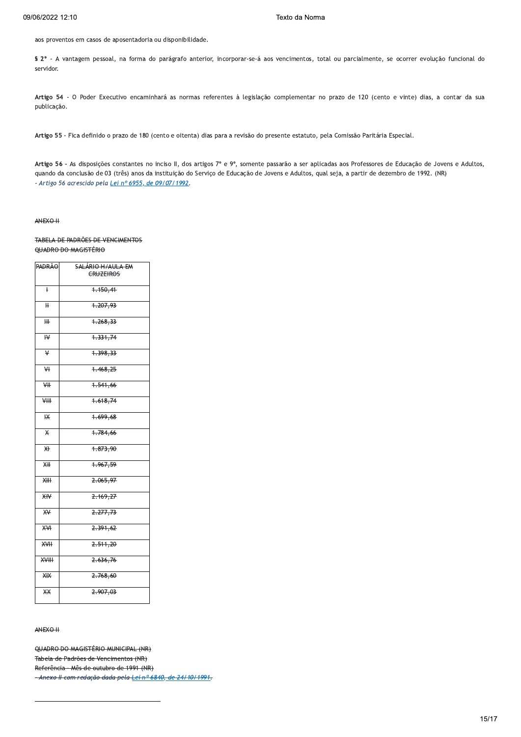aos proventos em casos de aposentadoria ou disponibilidade.

**§ 2º** - A vantagem pessoal, na forma do parágrafo anterior, incorporar-se-á aos vencimentos, total ou parcialmente, se ocorrer evolução funcional do servidor.

**Artigo 54** - O Poder Executivo encaminhará as normas referentes à legislação complementar no prazo de 120 (cento e vinte) dias, a contar da sua publicação.

**Artigo 55** - Fica definido o prazo de 180 (cento e oitenta) dias para a revisão do presente estatuto, pela Comissão Paritária Especial.

**Artigo 56** - As disposições constantes no inciso II, dos artigos 7º e 9º, somente passarão a ser aplicadas aos Professores de Educação de Jovens e Adultos, quando da conclusão de 03 (três) anos da instituição do Serviço de Educação de Jovens e Adultos, qual seja, a partir de dezembro de 1992. (NR)
*- Artigo 56 acrescido pela Lei nº 6955, de 09/07/1992.*

~~ANEXO II~~

~~TABELA DE PADRÕES DE VENCIMENTOS~~
~~QUADRO DO MAGISTÉRIO~~

| ~~PADRÃO~~ | ~~SALÁRIO H/AULA EM CRUZEIROS~~ |
|---|---|
| ~~I~~ | ~~1.150,41~~ |
| ~~II~~ | ~~1.207,93~~ |
| ~~III~~ | ~~1.268,33~~ |
| ~~IV~~ | ~~1.331,74~~ |
| ~~V~~ | ~~1.398,33~~ |
| ~~VI~~ | ~~1.468,25~~ |
| ~~VII~~ | ~~1.541,66~~ |
| ~~VIII~~ | ~~1.618,74~~ |
| ~~IX~~ | ~~1.699,68~~ |
| ~~X~~ | ~~1.784,66~~ |
| ~~XI~~ | ~~1.873,90~~ |
| ~~XII~~ | ~~1.967,59~~ |
| ~~XIII~~ | ~~2.065,97~~ |
| ~~XIV~~ | ~~2.169,27~~ |
| ~~XV~~ | ~~2.277,73~~ |
| ~~XVI~~ | ~~2.391,62~~ |
| ~~XVII~~ | ~~2.511,20~~ |
| ~~XVIII~~ | ~~2.636,76~~ |
| ~~XIX~~ | ~~2.768,60~~ |
| ~~XX~~ | ~~2.907,03~~ |

~~ANEXO II~~

~~QUADRO DO MAGISTÉRIO MUNICIPAL (NR)~~
~~Tabela de Padrões de Vencimentos (NR)~~
~~Referência - Mês de outubro de 1991 (NR)~~
~~*- Anexo II com redação dada pela Lei nº 6840, de 24/10/1991.*~~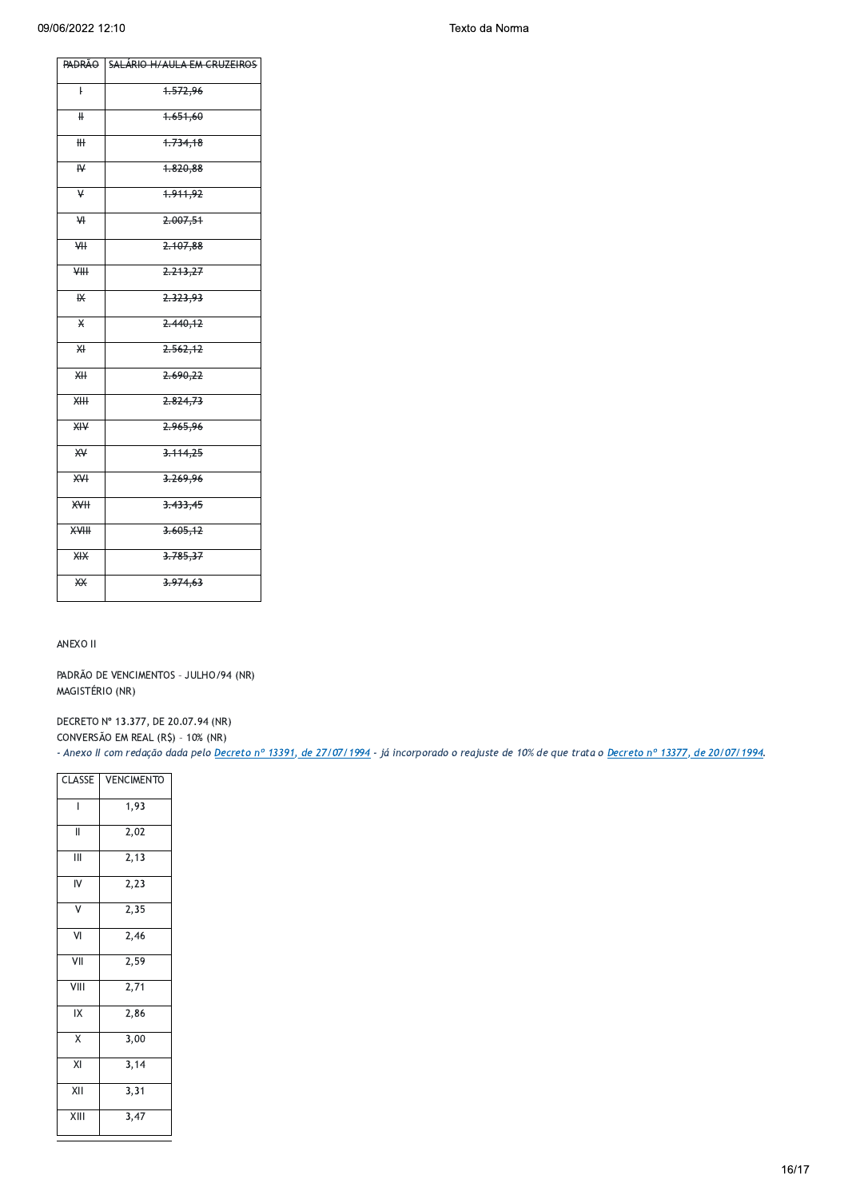| ~~PADRÃO~~ | ~~SALÁRIO H/AULA EM CRUZEIROS~~ |
|---|---|
| ~~I~~ | ~~1.572,96~~ |
| ~~II~~ | ~~1.651,60~~ |
| ~~III~~ | ~~1.734,18~~ |
| ~~IV~~ | ~~1.820,88~~ |
| ~~V~~ | ~~1.911,92~~ |
| ~~VI~~ | ~~2.007,51~~ |
| ~~VII~~ | ~~2.107,88~~ |
| ~~VIII~~ | ~~2.213,27~~ |
| ~~IX~~ | ~~2.323,93~~ |
| ~~X~~ | ~~2.440,12~~ |
| ~~XI~~ | ~~2.562,12~~ |
| ~~XII~~ | ~~2.690,22~~ |
| ~~XIII~~ | ~~2.824,73~~ |
| ~~XIV~~ | ~~2.965,96~~ |
| ~~XV~~ | ~~3.114,25~~ |
| ~~XVI~~ | ~~3.269,96~~ |
| ~~XVII~~ | ~~3.433,45~~ |
| ~~XVIII~~ | ~~3.605,12~~ |
| ~~XIX~~ | ~~3.785,37~~ |
| ~~XX~~ | ~~3.974,63~~ |

ANEXO II

PADRÃO DE VENCIMENTOS - JULHO/94 (NR)
MAGISTÉRIO (NR)

DECRETO Nº 13.377, DE 20.07.94 (NR)
CONVERSÃO EM REAL (R$) - 10% (NR)
*- Anexo II com redação dada pelo Decreto nº 13391, de 27/07/1994 - já incorporado o reajuste de 10% de que trata o Decreto nº 13377, de 20/07/1994.*

| CLASSE | VENCIMENTO |
|---|---|
| I | 1,93 |
| II | 2,02 |
| III | 2,13 |
| IV | 2,23 |
| V | 2,35 |
| VI | 2,46 |
| VII | 2,59 |
| VIII | 2,71 |
| IX | 2,86 |
| X | 3,00 |
| XI | 3,14 |
| XII | 3,31 |
| XIII | 3,47 |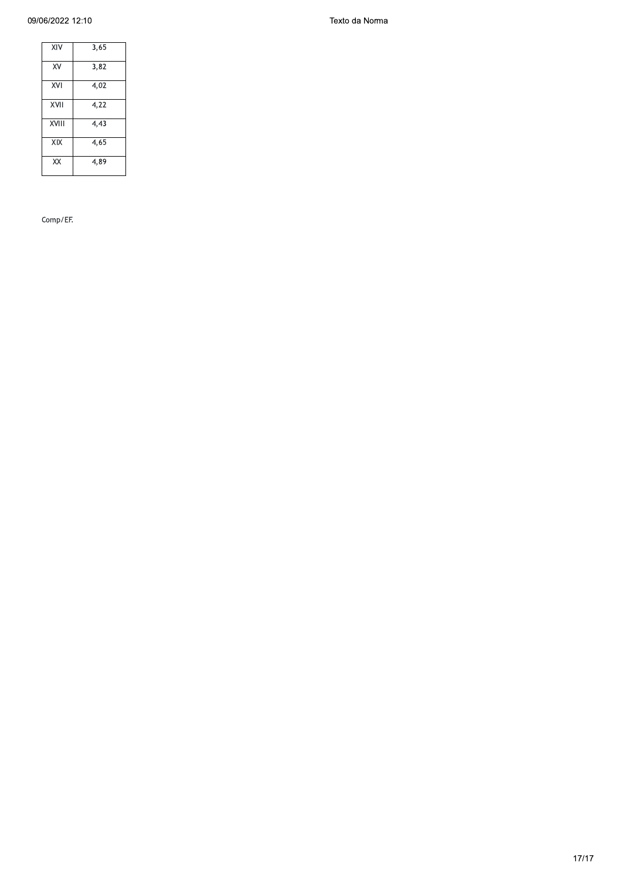| | |
|---|---|
| XIV | 3,65 |
| XV | 3,82 |
| XVI | 4,02 |
| XVII | 4,22 |
| XVIII | 4,43 |
| XIX | 4,65 |
| XX | 4,89 |

Comp/EF.